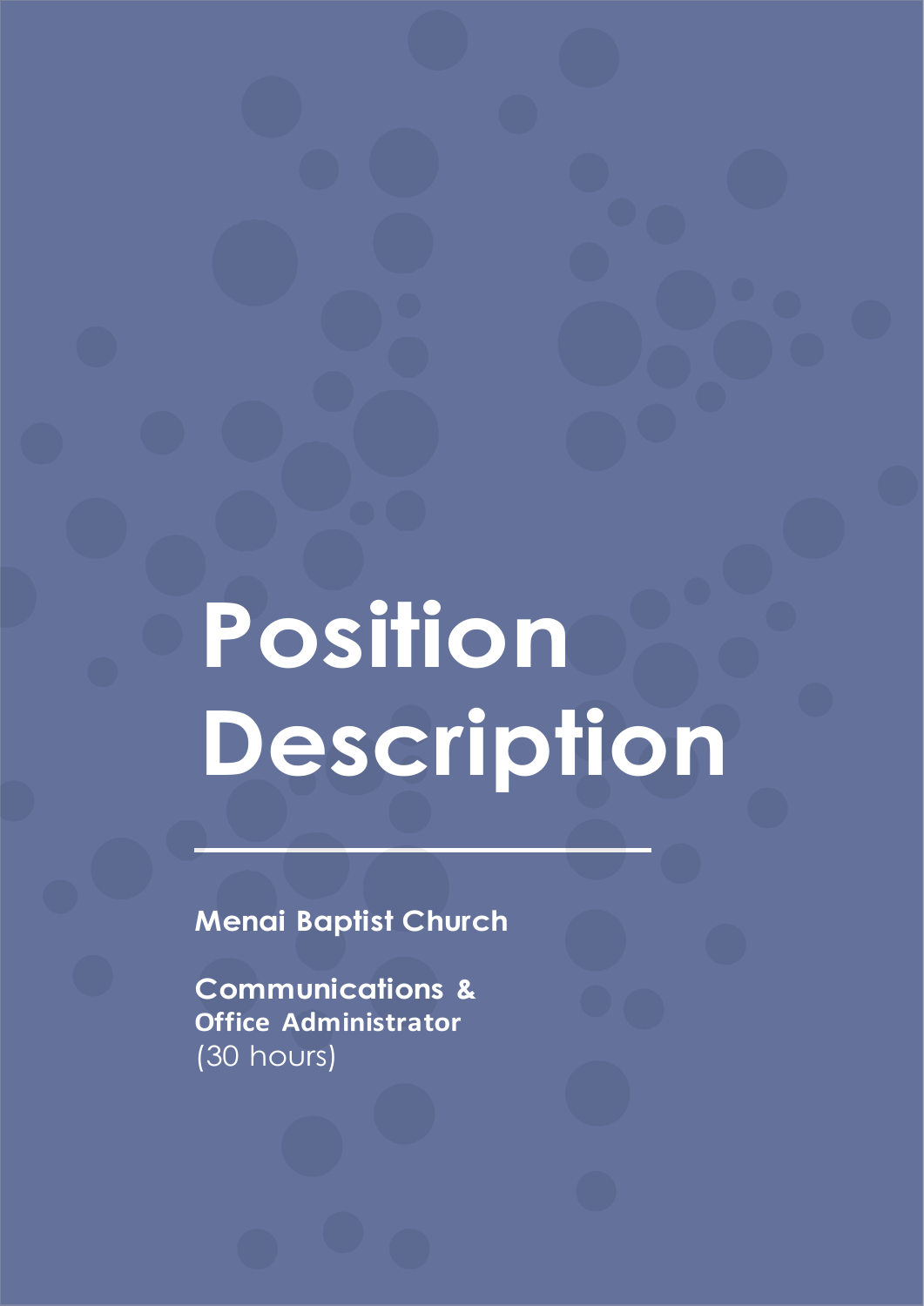# Position Description

**Menai Baptist Church**

**Communications & Office Administrator**
(30 hours)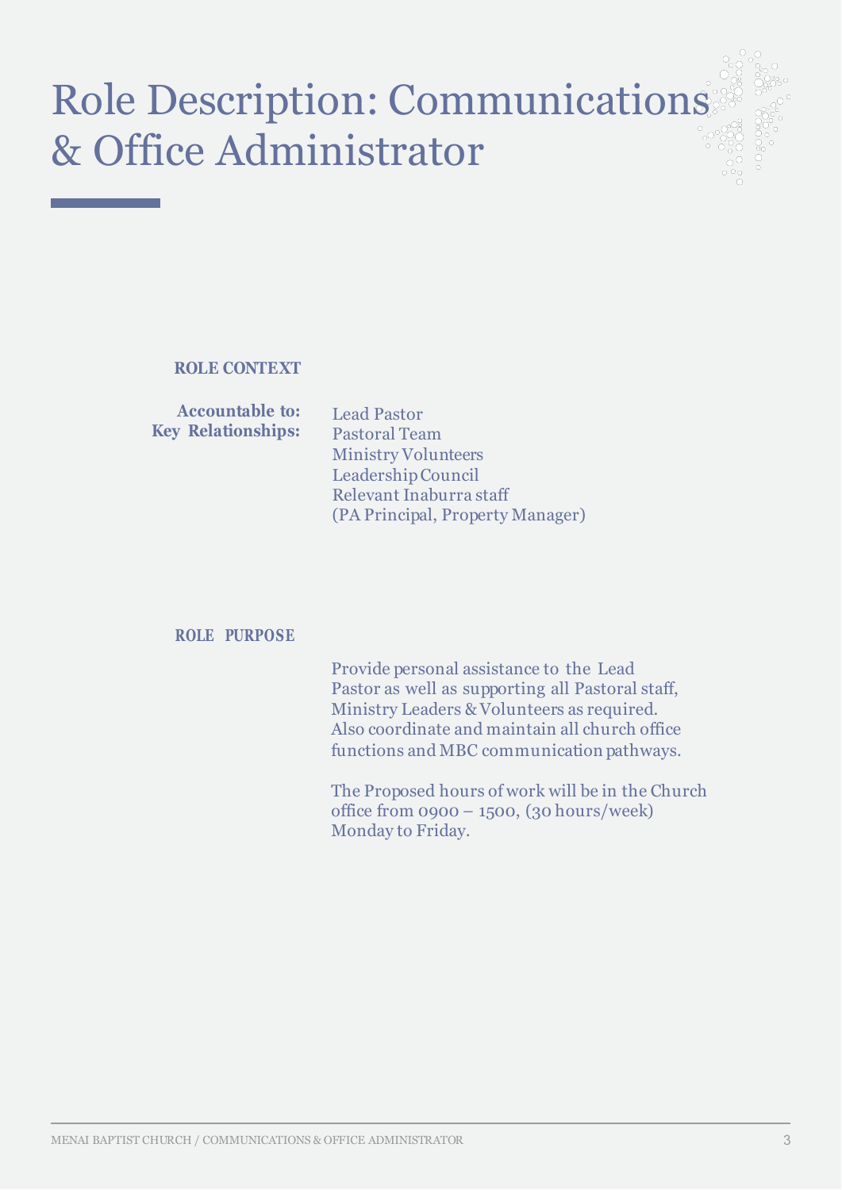# Role Description: Communications & Office Administrator

**ROLE CONTEXT**

**Accountable to:** Lead Pastor

**Key Relationships:**
Pastoral Team
Ministry Volunteers
Leadership Council
Relevant Inaburra staff
(PA Principal, Property Manager)

**ROLE PURPOSE**

Provide personal assistance to the Lead Pastor as well as supporting all Pastoral staff, Ministry Leaders & Volunteers as required. Also coordinate and maintain all church office functions and MBC communication pathways.

The Proposed hours of work will be in the Church office from 0900 – 1500, (30 hours/week) Monday to Friday.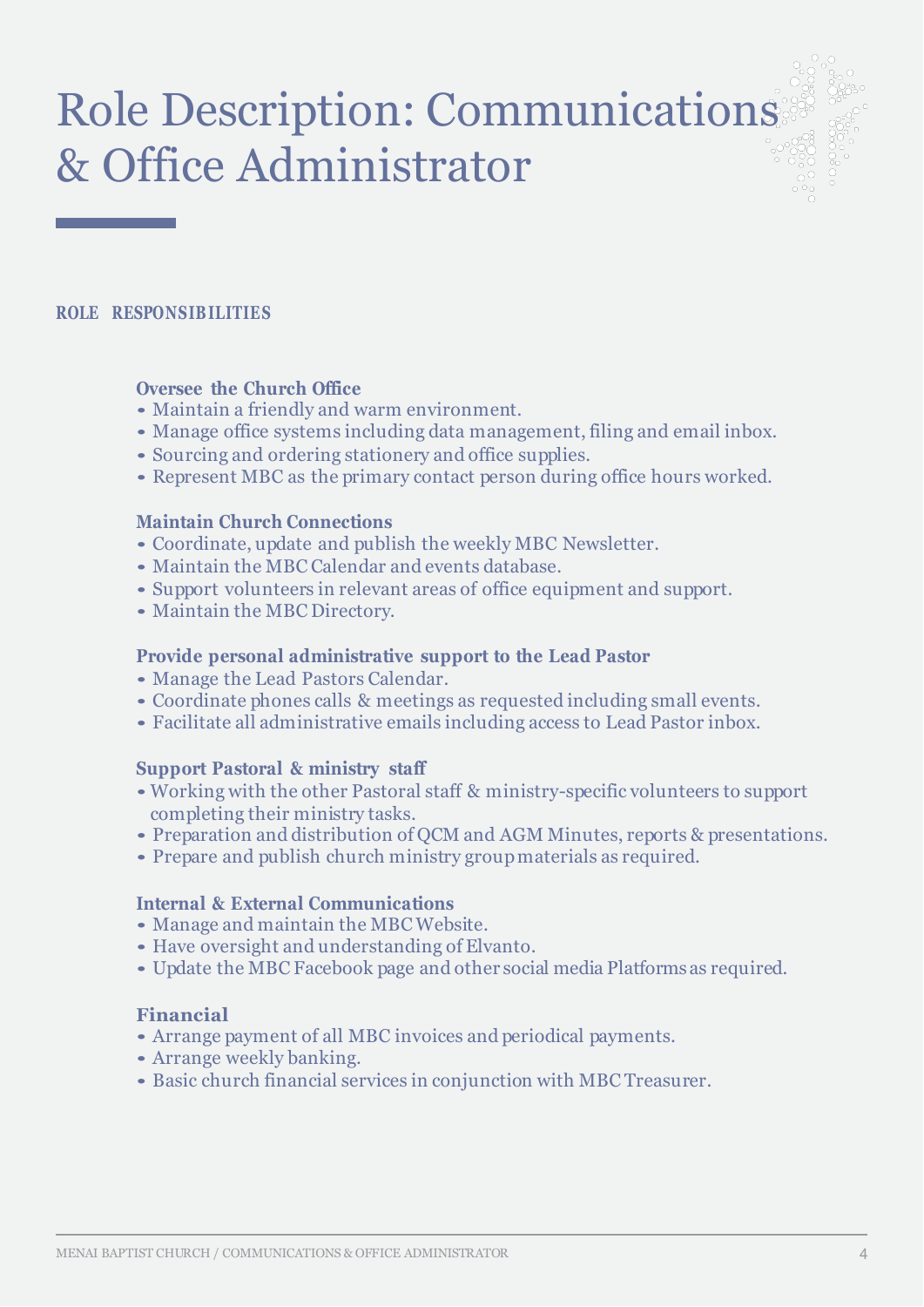# Role Description: Communications & Office Administrator

***ROLE RESPONSIBILITIES***

**Oversee the Church Office**

- Maintain a friendly and warm environment.
- Manage office systems including data management, filing and email inbox.
- Sourcing and ordering stationery and office supplies.
- Represent MBC as the primary contact person during office hours worked.

**Maintain Church Connections**

- Coordinate, update and publish the weekly MBC Newsletter.
- Maintain the MBC Calendar and events database.
- Support volunteers in relevant areas of office equipment and support.
- Maintain the MBC Directory.

**Provide personal administrative support to the Lead Pastor**

- Manage the Lead Pastors Calendar.
- Coordinate phones calls & meetings as requested including small events.
- Facilitate all administrative emails including access to Lead Pastor inbox.

**Support Pastoral & ministry staff**

- Working with the other Pastoral staff & ministry-specific volunteers to support completing their ministry tasks.
- Preparation and distribution of QCM and AGM Minutes, reports & presentations.
- Prepare and publish church ministry group materials as required.

**Internal & External Communications**

- Manage and maintain the MBC Website.
- Have oversight and understanding of Elvanto.
- Update the MBC Facebook page and other social media Platforms as required.

**Financial**

- Arrange payment of all MBC invoices and periodical payments.
- Arrange weekly banking.
- Basic church financial services in conjunction with MBC Treasurer.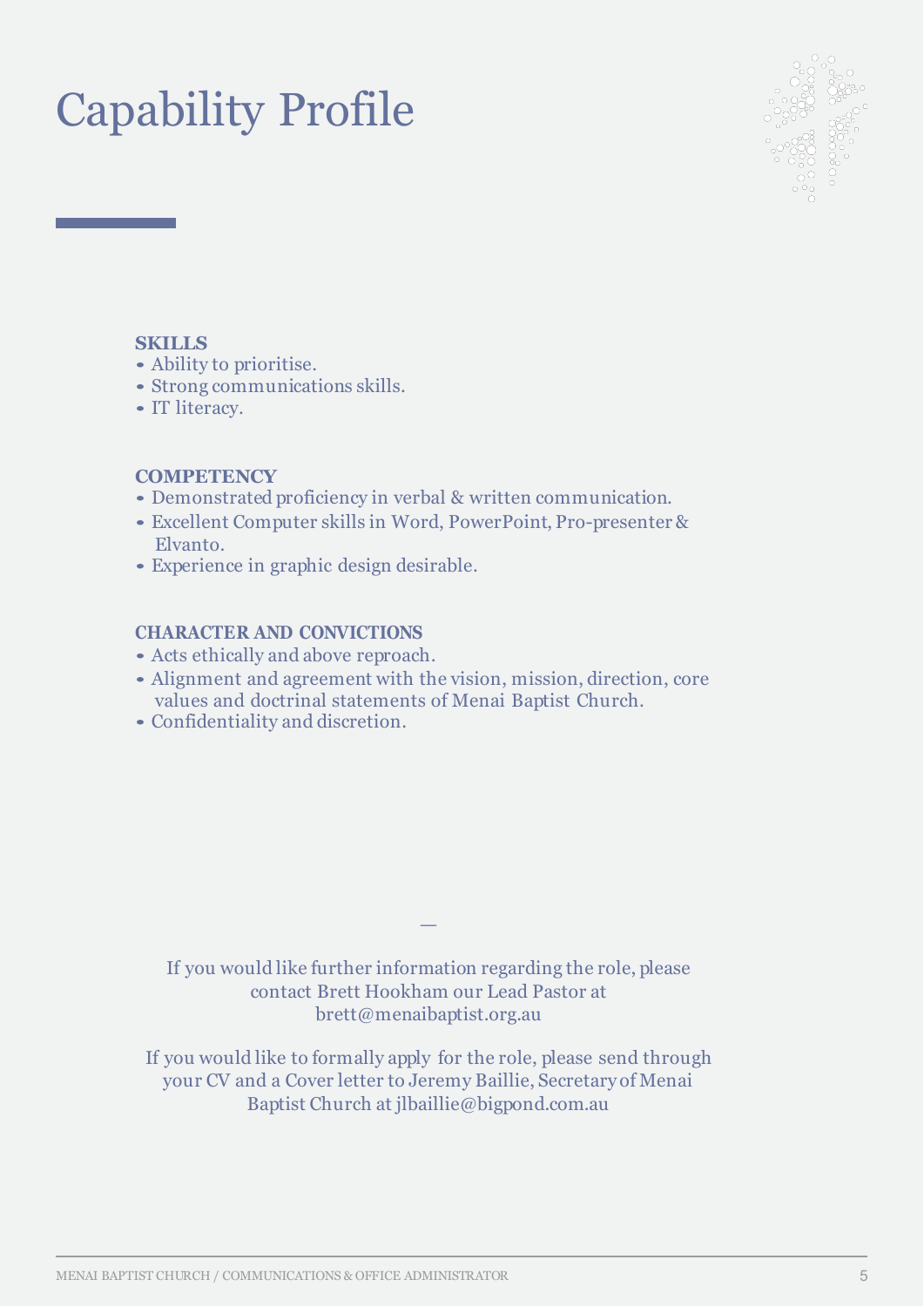# Capability Profile

**SKILLS**

- Ability to prioritise.
- Strong communications skills.
- IT literacy.

**COMPETENCY**

- Demonstrated proficiency in verbal & written communication.
- Excellent Computer skills in Word, PowerPoint, Pro-presenter & Elvanto.
- Experience in graphic design desirable.

**CHARACTER AND CONVICTIONS**

- Acts ethically and above reproach.
- Alignment and agreement with the vision, mission, direction, core values and doctrinal statements of Menai Baptist Church.
- Confidentiality and discretion.

—

If you would like further information regarding the role, please contact Brett Hookham our Lead Pastor at brett@menaibaptist.org.au

If you would like to formally apply for the role, please send through your CV and a Cover letter to Jeremy Baillie, Secretary of Menai Baptist Church at jlbaillie@bigpond.com.au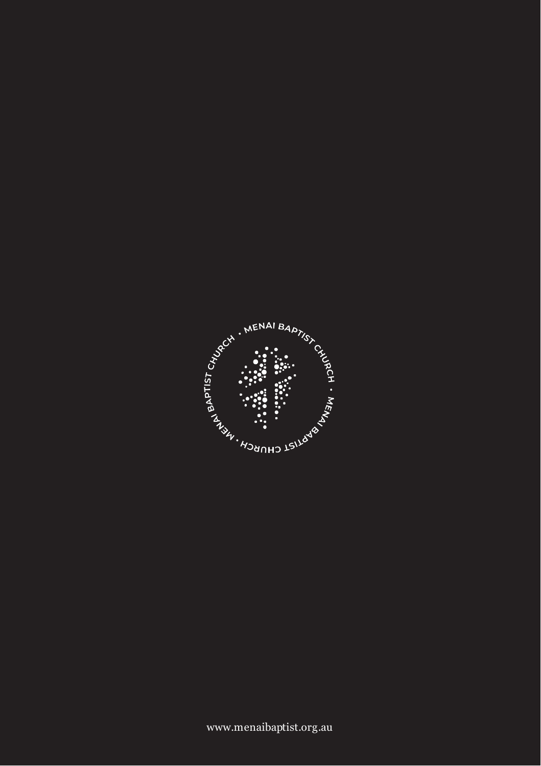MENAI BAPTIST CHURCH • MENAI BAPTIST CHURCH • MENAI BAPTIST CHURCH •

www.menaibaptist.org.au